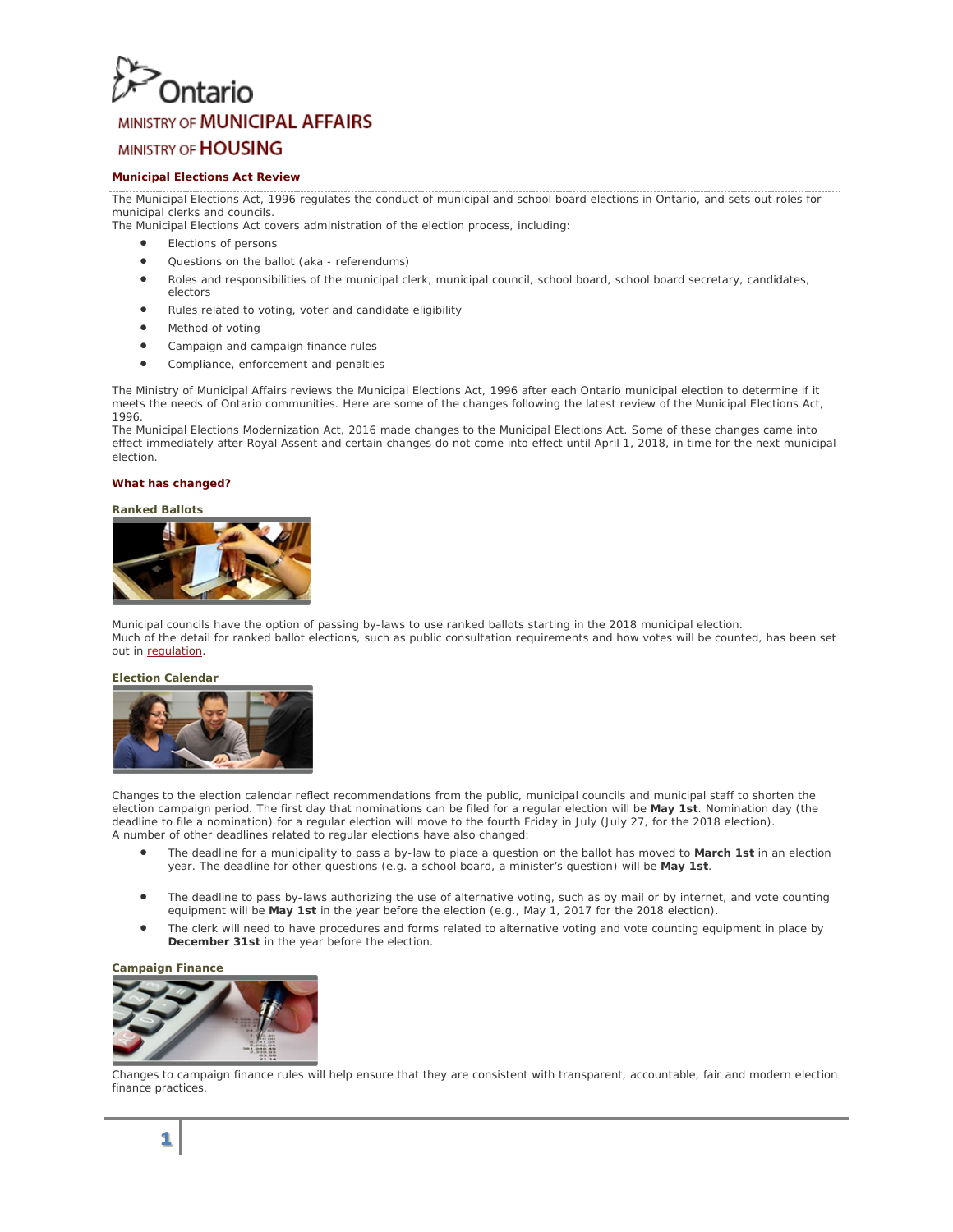Ontario
MINISTRY OF MUNICIPAL AFFAIRS
MINISTRY OF HOUSING

## Municipal Elections Act Review

The Municipal Elections Act, 1996 regulates the conduct of municipal and school board elections in Ontario, and sets out roles for municipal clerks and councils.
The Municipal Elections Act covers administration of the election process, including:

- Elections of persons
- Questions on the ballot (aka - referendums)
- Roles and responsibilities of the municipal clerk, municipal council, school board, school board secretary, candidates, electors
- Rules related to voting, voter and candidate eligibility
- Method of voting
- Campaign and campaign finance rules
- Compliance, enforcement and penalties

The Ministry of Municipal Affairs reviews the Municipal Elections Act, 1996 after each Ontario municipal election to determine if it meets the needs of Ontario communities. Here are some of the changes following the latest review of the Municipal Elections Act, 1996.
The Municipal Elections Modernization Act, 2016 made changes to the Municipal Elections Act. Some of these changes came into effect immediately after Royal Assent and certain changes do not come into effect until April 1, 2018, in time for the next municipal election.

## What has changed?

### Ranked Ballots

Municipal councils have the option of passing by-laws to use ranked ballots starting in the 2018 municipal election.
Much of the detail for ranked ballot elections, such as public consultation requirements and how votes will be counted, has been set out in regulation.

### Election Calendar

Changes to the election calendar reflect recommendations from the public, municipal councils and municipal staff to shorten the election campaign period. The first day that nominations can be filed for a regular election will be **May 1st**. Nomination day (the deadline to file a nomination) for a regular election will move to the fourth Friday in July (July 27, for the 2018 election).
A number of other deadlines related to regular elections have also changed:

- The deadline for a municipality to pass a by-law to place a question on the ballot has moved to **March 1st** in an election year. The deadline for other questions (e.g. a school board, a minister's question) will be **May 1st**.
- The deadline to pass by-laws authorizing the use of alternative voting, such as by mail or by internet, and vote counting equipment will be **May 1st** in the year before the election (e.g., May 1, 2017 for the 2018 election).
- The clerk will need to have procedures and forms related to alternative voting and vote counting equipment in place by **December 31st** in the year before the election.

### Campaign Finance

Changes to campaign finance rules will help ensure that they are consistent with transparent, accountable, fair and modern election finance practices.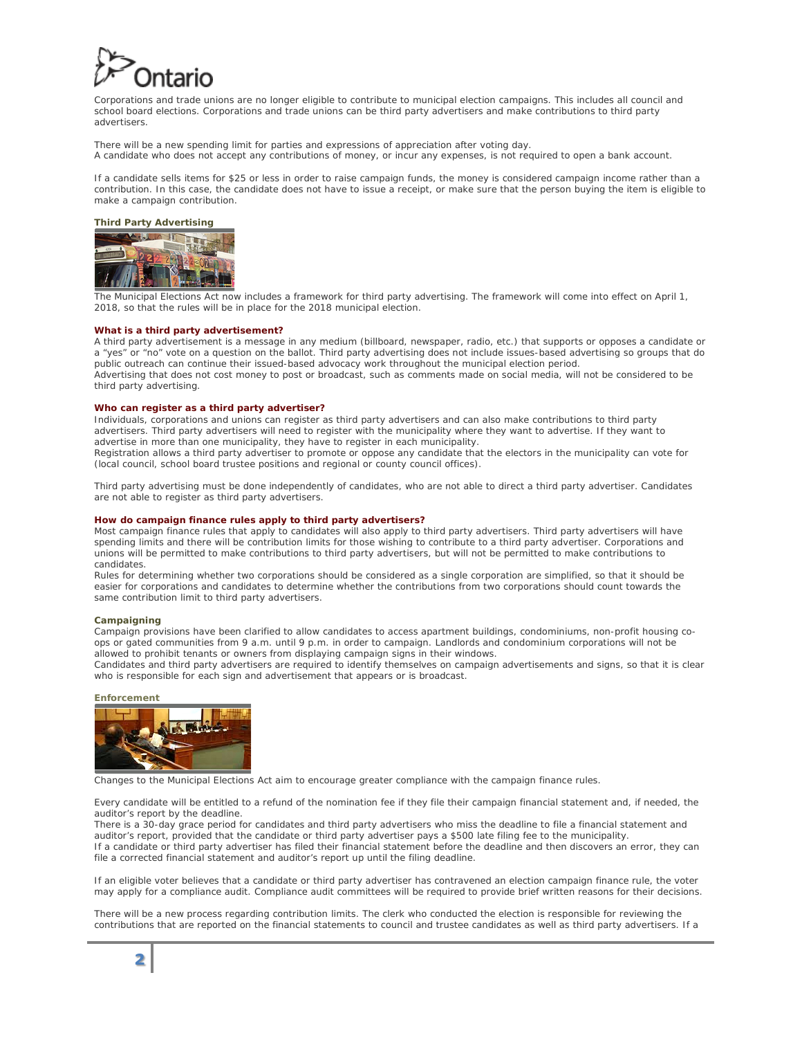Corporations and trade unions are no longer eligible to contribute to municipal election campaigns. This includes all council and school board elections. Corporations and trade unions can be third party advertisers and make contributions to third party advertisers.

There will be a new spending limit for parties and expressions of appreciation after voting day.
A candidate who does not accept any contributions of money, or incur any expenses, is not required to open a bank account.

If a candidate sells items for $25 or less in order to raise campaign funds, the money is considered campaign income rather than a contribution. In this case, the candidate does not have to issue a receipt, or make sure that the person buying the item is eligible to make a campaign contribution.

### Third Party Advertising

The Municipal Elections Act now includes a framework for third party advertising. The framework will come into effect on April 1, 2018, so that the rules will be in place for the 2018 municipal election.

#### What is a third party advertisement?

A third party advertisement is a message in any medium (billboard, newspaper, radio, etc.) that supports or opposes a candidate or a "yes" or "no" vote on a question on the ballot. Third party advertising does not include issues-based advertising so groups that do public outreach can continue their issued-based advocacy work throughout the municipal election period.
Advertising that does not cost money to post or broadcast, such as comments made on social media, will not be considered to be third party advertising.

#### Who can register as a third party advertiser?

Individuals, corporations and unions can register as third party advertisers and can also make contributions to third party advertisers. Third party advertisers will need to register with the municipality where they want to advertise. If they want to advertise in more than one municipality, they have to register in each municipality.
Registration allows a third party advertiser to promote or oppose any candidate that the electors in the municipality can vote for (local council, school board trustee positions and regional or county council offices).

Third party advertising must be done independently of candidates, who are not able to direct a third party advertiser. Candidates are not able to register as third party advertisers.

#### How do campaign finance rules apply to third party advertisers?

Most campaign finance rules that apply to candidates will also apply to third party advertisers. Third party advertisers will have spending limits and there will be contribution limits for those wishing to contribute to a third party advertiser. Corporations and unions will be permitted to make contributions to third party advertisers, but will not be permitted to make contributions to candidates.
Rules for determining whether two corporations should be considered as a single corporation are simplified, so that it should be easier for corporations and candidates to determine whether the contributions from two corporations should count towards the same contribution limit to third party advertisers.

### Campaigning

Campaign provisions have been clarified to allow candidates to access apartment buildings, condominiums, non-profit housing co-ops or gated communities from 9 a.m. until 9 p.m. in order to campaign. Landlords and condominium corporations will not be allowed to prohibit tenants or owners from displaying campaign signs in their windows.
Candidates and third party advertisers are required to identify themselves on campaign advertisements and signs, so that it is clear who is responsible for each sign and advertisement that appears or is broadcast.

### Enforcement

Changes to the Municipal Elections Act aim to encourage greater compliance with the campaign finance rules.

Every candidate will be entitled to a refund of the nomination fee if they file their campaign financial statement and, if needed, the auditor's report by the deadline.
There is a 30-day grace period for candidates and third party advertisers who miss the deadline to file a financial statement and auditor's report, provided that the candidate or third party advertiser pays a $500 late filing fee to the municipality.
If a candidate or third party advertiser has filed their financial statement before the deadline and then discovers an error, they can file a corrected financial statement and auditor's report up until the filing deadline.

If an eligible voter believes that a candidate or third party advertiser has contravened an election campaign finance rule, the voter may apply for a compliance audit. Compliance audit committees will be required to provide brief written reasons for their decisions.

There will be a new process regarding contribution limits. The clerk who conducted the election is responsible for reviewing the contributions that are reported on the financial statements to council and trustee candidates as well as third party advertisers. If a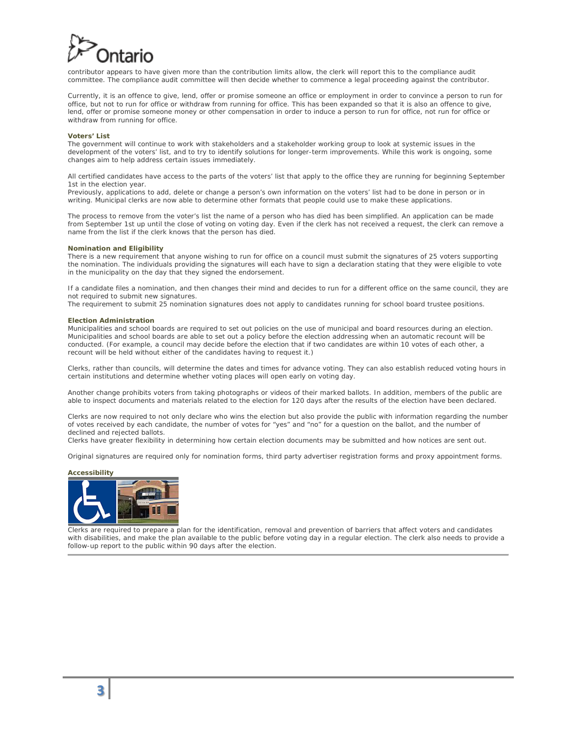contributor appears to have given more than the contribution limits allow, the clerk will report this to the compliance audit committee. The compliance audit committee will then decide whether to commence a legal proceeding against the contributor.

Currently, it is an offence to give, lend, offer or promise someone an office or employment in order to convince a person to run for office, but not to run for office or withdraw from running for office. This has been expanded so that it is also an offence to give, lend, offer or promise someone money or other compensation in order to induce a person to run for office, not run for office or withdraw from running for office.

**Voters' List**

The government will continue to work with stakeholders and a stakeholder working group to look at systemic issues in the development of the voters' list, and to try to identify solutions for longer-term improvements. While this work is ongoing, some changes aim to help address certain issues immediately.

All certified candidates have access to the parts of the voters' list that apply to the office they are running for beginning September 1st in the election year.

Previously, applications to add, delete or change a person's own information on the voters' list had to be done in person or in writing. Municipal clerks are now able to determine other formats that people could use to make these applications.

The process to remove from the voter's list the name of a person who has died has been simplified. An application can be made from September 1st up until the close of voting on voting day. Even if the clerk has not received a request, the clerk can remove a name from the list if the clerk knows that the person has died.

**Nomination and Eligibility**

There is a new requirement that anyone wishing to run for office on a council must submit the signatures of 25 voters supporting the nomination. The individuals providing the signatures will each have to sign a declaration stating that they were eligible to vote in the municipality on the day that they signed the endorsement.

If a candidate files a nomination, and then changes their mind and decides to run for a different office on the same council, they are not required to submit new signatures.

The requirement to submit 25 nomination signatures does not apply to candidates running for school board trustee positions.

**Election Administration**

Municipalities and school boards are required to set out policies on the use of municipal and board resources during an election. Municipalities and school boards are able to set out a policy before the election addressing when an automatic recount will be conducted. (For example, a council may decide before the election that if two candidates are within 10 votes of each other, a recount will be held without either of the candidates having to request it.)

Clerks, rather than councils, will determine the dates and times for advance voting. They can also establish reduced voting hours in certain institutions and determine whether voting places will open early on voting day.

Another change prohibits voters from taking photographs or videos of their marked ballots. In addition, members of the public are able to inspect documents and materials related to the election for 120 days after the results of the election have been declared.

Clerks are now required to not only declare who wins the election but also provide the public with information regarding the number of votes received by each candidate, the number of votes for "yes" and "no" for a question on the ballot, and the number of declined and rejected ballots.

Clerks have greater flexibility in determining how certain election documents may be submitted and how notices are sent out.

Original signatures are required only for nomination forms, third party advertiser registration forms and proxy appointment forms.

**Accessibility**

Clerks are required to prepare a plan for the identification, removal and prevention of barriers that affect voters and candidates with disabilities, and make the plan available to the public before voting day in a regular election. The clerk also needs to provide a follow-up report to the public within 90 days after the election.